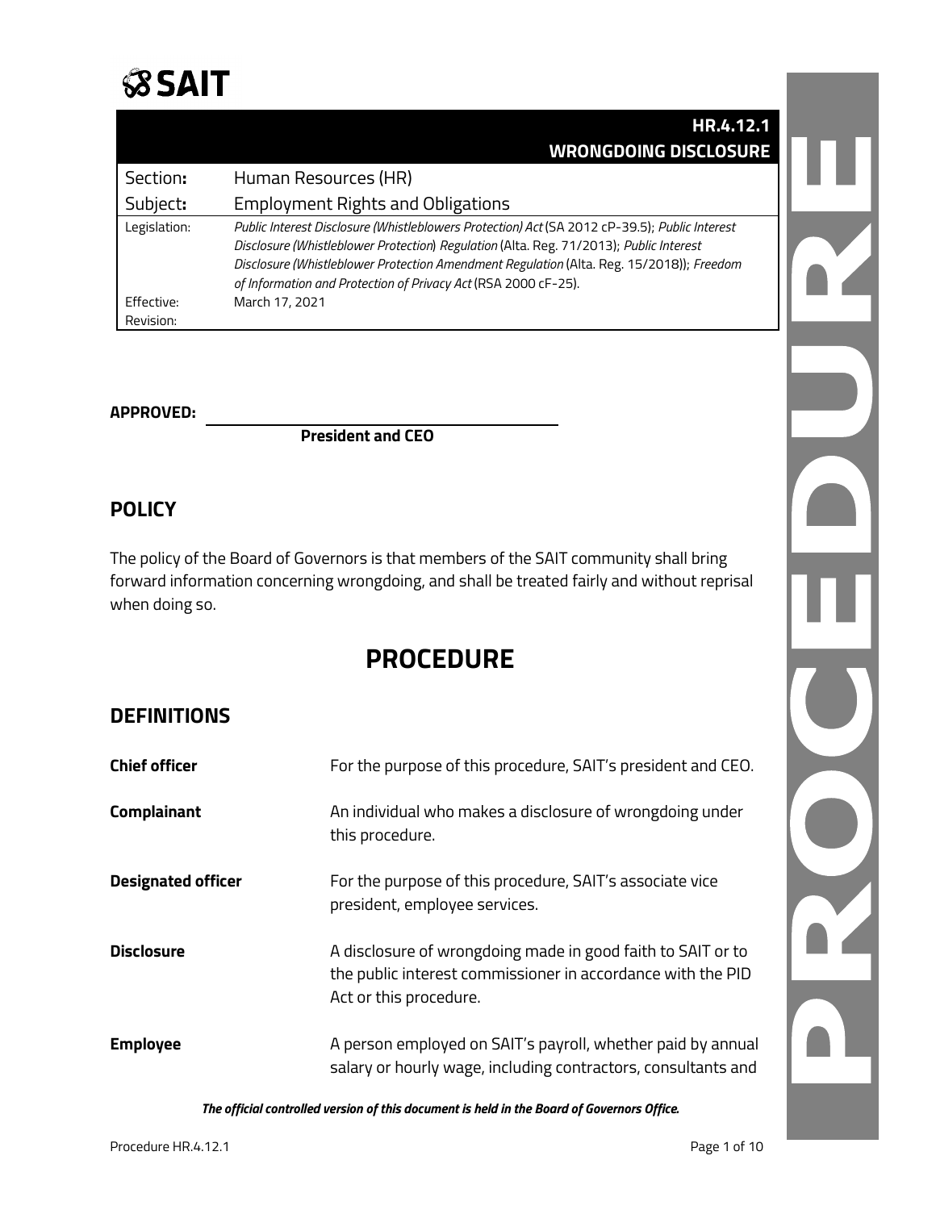# SAIT

| | HR.4.12.1<br>WRONGDOING DISCLOSURE |
|---|---|
| Section: | Human Resources (HR) |
| Subject: | Employment Rights and Obligations |
| Legislation: | *Public Interest Disclosure (Whistleblowers Protection) Act* (SA 2012 cP-39.5); *Public Interest Disclosure (Whistleblower Protection) Regulation* (Alta. Reg. 71/2013); *Public Interest Disclosure (Whistleblower Protection Amendment Regulation* (Alta. Reg. 15/2018)); *Freedom of Information and Protection of Privacy Act* (RSA 2000 cF-25). |
| Effective: | March 17, 2021 |
| Revision: | |

**APPROVED:** ______________________________

**President and CEO**

## POLICY

The policy of the Board of Governors is that members of the SAIT community shall bring forward information concerning wrongdoing, and shall be treated fairly and without reprisal when doing so.

# PROCEDURE

## DEFINITIONS

| | |
|---|---|
| **Chief officer** | For the purpose of this procedure, SAIT's president and CEO. |
| **Complainant** | An individual who makes a disclosure of wrongdoing under this procedure. |
| **Designated officer** | For the purpose of this procedure, SAIT's associate vice president, employee services. |
| **Disclosure** | A disclosure of wrongdoing made in good faith to SAIT or to the public interest commissioner in accordance with the PID Act or this procedure. |
| **Employee** | A person employed on SAIT's payroll, whether paid by annual salary or hourly wage, including contractors, consultants and |

*The official controlled version of this document is held in the Board of Governors Office.*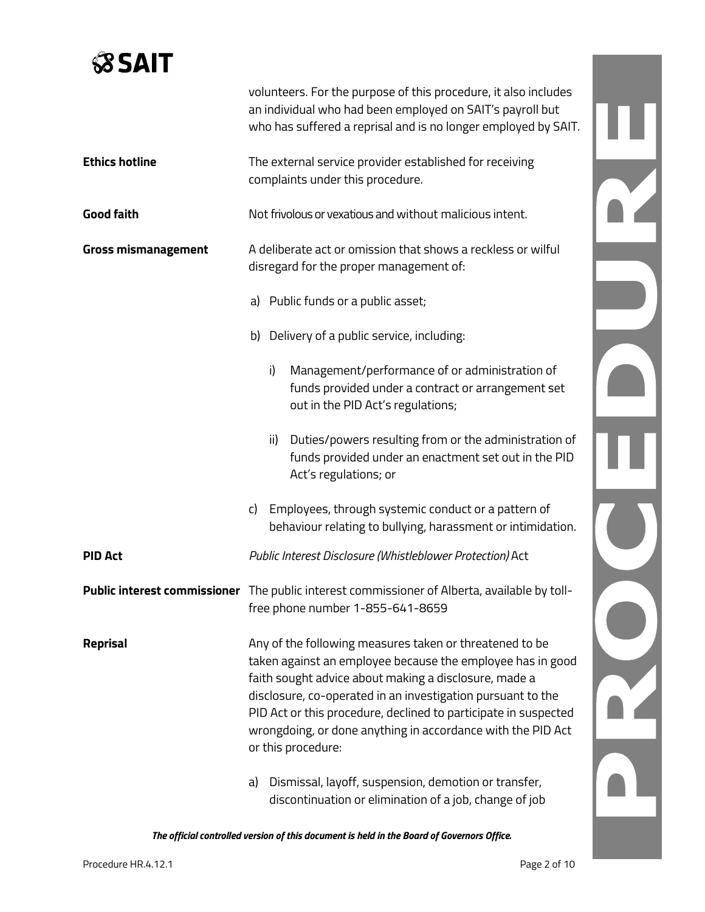volunteers. For the purpose of this procedure, it also includes an individual who had been employed on SAIT's payroll but who has suffered a reprisal and is no longer employed by SAIT.

**Ethics hotline** — The external service provider established for receiving complaints under this procedure.

**Good faith** — Not frivolous or vexatious and without malicious intent.

**Gross mismanagement** — A deliberate act or omission that shows a reckless or wilful disregard for the proper management of:

a) Public funds or a public asset;

b) Delivery of a public service, including:

   i) Management/performance of or administration of funds provided under a contract or arrangement set out in the PID Act's regulations;

   ii) Duties/powers resulting from or the administration of funds provided under an enactment set out in the PID Act's regulations; or

c) Employees, through systemic conduct or a pattern of behaviour relating to bullying, harassment or intimidation.

**PID Act** — *Public Interest Disclosure (Whistleblower Protection)* Act

**Public interest commissioner** — The public interest commissioner of Alberta, available by toll-free phone number 1-855-641-8659

**Reprisal** — Any of the following measures taken or threatened to be taken against an employee because the employee has in good faith sought advice about making a disclosure, made a disclosure, co-operated in an investigation pursuant to the PID Act or this procedure, declined to participate in suspected wrongdoing, or done anything in accordance with the PID Act or this procedure:

a) Dismissal, layoff, suspension, demotion or transfer, discontinuation or elimination of a job, change of job

*The official controlled version of this document is held in the Board of Governors Office.*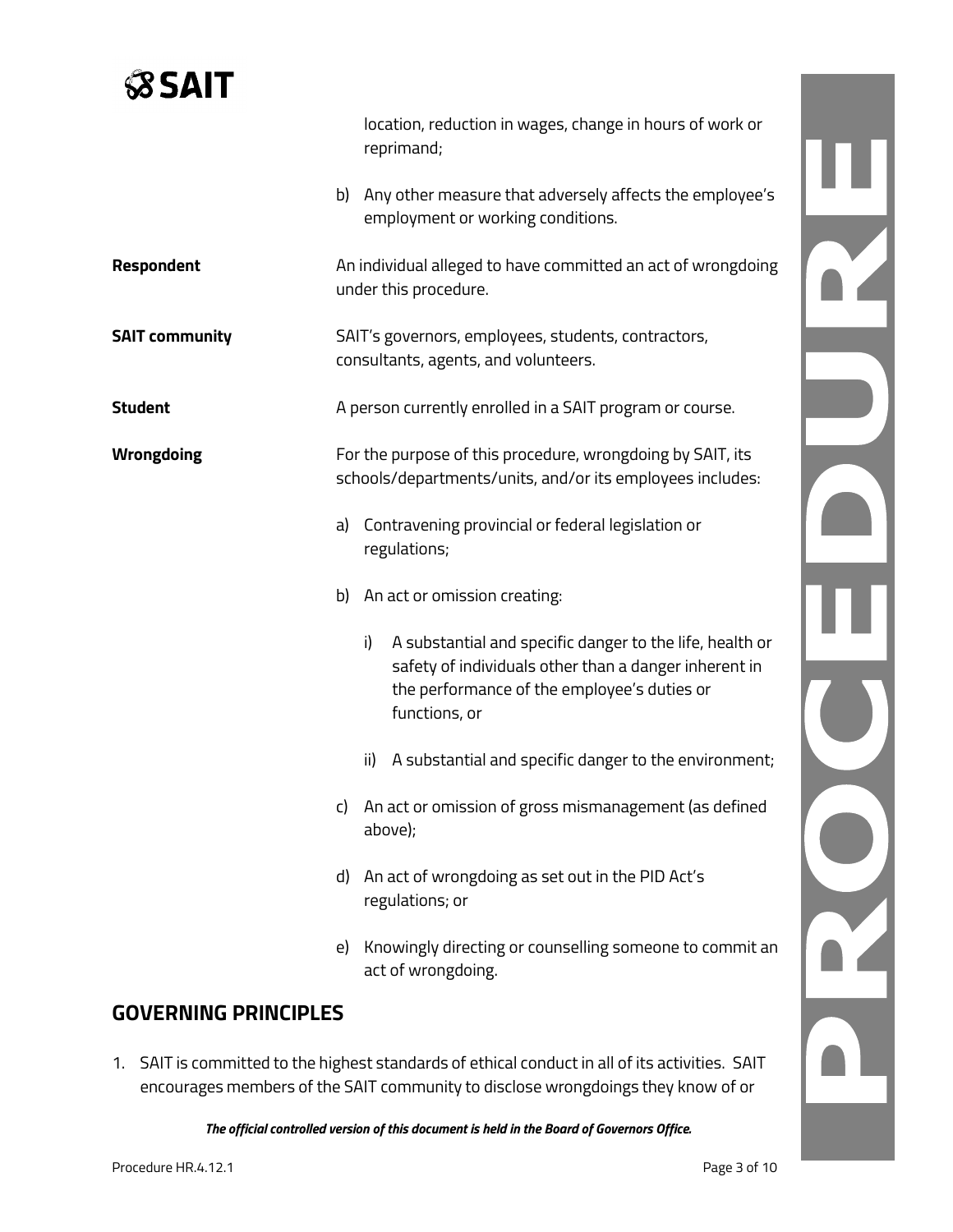location, reduction in wages, change in hours of work or reprimand;

b) Any other measure that adversely affects the employee's employment or working conditions.

**Respondent**
An individual alleged to have committed an act of wrongdoing under this procedure.

**SAIT community**
SAIT's governors, employees, students, contractors, consultants, agents, and volunteers.

**Student**
A person currently enrolled in a SAIT program or course.

**Wrongdoing**
For the purpose of this procedure, wrongdoing by SAIT, its schools/departments/units, and/or its employees includes:

a) Contravening provincial or federal legislation or regulations;

b) An act or omission creating:

   i) A substantial and specific danger to the life, health or safety of individuals other than a danger inherent in the performance of the employee's duties or functions, or

   ii) A substantial and specific danger to the environment;

c) An act or omission of gross mismanagement (as defined above);

d) An act of wrongdoing as set out in the PID Act's regulations; or

e) Knowingly directing or counselling someone to commit an act of wrongdoing.

## GOVERNING PRINCIPLES

1. SAIT is committed to the highest standards of ethical conduct in all of its activities. SAIT encourages members of the SAIT community to disclose wrongdoings they know of or

*The official controlled version of this document is held in the Board of Governors Office.*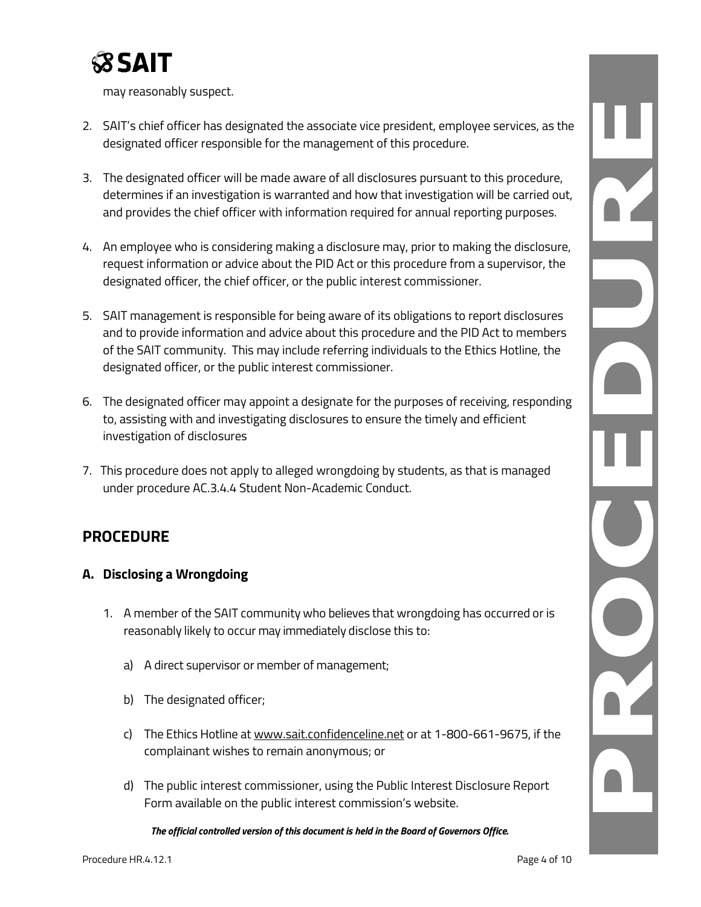may reasonably suspect.

2. SAIT's chief officer has designated the associate vice president, employee services, as the designated officer responsible for the management of this procedure.

3. The designated officer will be made aware of all disclosures pursuant to this procedure, determines if an investigation is warranted and how that investigation will be carried out, and provides the chief officer with information required for annual reporting purposes.

4. An employee who is considering making a disclosure may, prior to making the disclosure, request information or advice about the PID Act or this procedure from a supervisor, the designated officer, the chief officer, or the public interest commissioner.

5. SAIT management is responsible for being aware of its obligations to report disclosures and to provide information and advice about this procedure and the PID Act to members of the SAIT community. This may include referring individuals to the Ethics Hotline, the designated officer, or the public interest commissioner.

6. The designated officer may appoint a designate for the purposes of receiving, responding to, assisting with and investigating disclosures to ensure the timely and efficient investigation of disclosures

7. This procedure does not apply to alleged wrongdoing by students, as that is managed under procedure AC.3.4.4 Student Non-Academic Conduct.

## PROCEDURE

### A. Disclosing a Wrongdoing

1. A member of the SAIT community who believes that wrongdoing has occurred or is reasonably likely to occur may immediately disclose this to:

   a) A direct supervisor or member of management;

   b) The designated officer;

   c) The Ethics Hotline at www.sait.confidenceline.net or at 1-800-661-9675, if the complainant wishes to remain anonymous; or

   d) The public interest commissioner, using the Public Interest Disclosure Report Form available on the public interest commission's website.

***The official controlled version of this document is held in the Board of Governors Office.***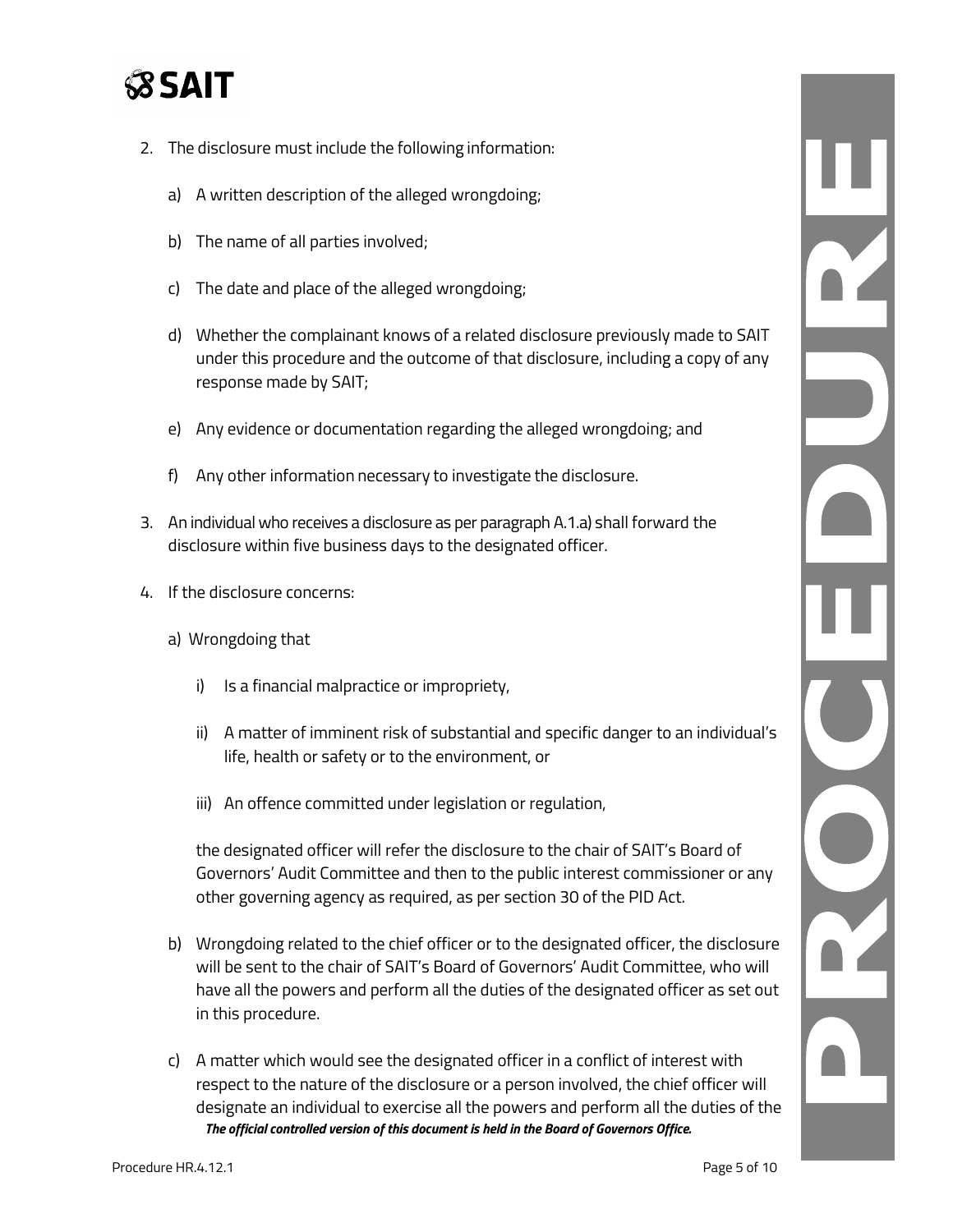2. The disclosure must include the following information:

   a) A written description of the alleged wrongdoing;

   b) The name of all parties involved;

   c) The date and place of the alleged wrongdoing;

   d) Whether the complainant knows of a related disclosure previously made to SAIT under this procedure and the outcome of that disclosure, including a copy of any response made by SAIT;

   e) Any evidence or documentation regarding the alleged wrongdoing; and

   f) Any other information necessary to investigate the disclosure.

3. An individual who receives a disclosure as per paragraph A.1.a) shall forward the disclosure within five business days to the designated officer.

4. If the disclosure concerns:

   a) Wrongdoing that

      i) Is a financial malpractice or impropriety,

      ii) A matter of imminent risk of substantial and specific danger to an individual's life, health or safety or to the environment, or

      iii) An offence committed under legislation or regulation,

      the designated officer will refer the disclosure to the chair of SAIT's Board of Governors' Audit Committee and then to the public interest commissioner or any other governing agency as required, as per section 30 of the PID Act.

   b) Wrongdoing related to the chief officer or to the designated officer, the disclosure will be sent to the chair of SAIT's Board of Governors' Audit Committee, who will have all the powers and perform all the duties of the designated officer as set out in this procedure.

   c) A matter which would see the designated officer in a conflict of interest with respect to the nature of the disclosure or a person involved, the chief officer will designate an individual to exercise all the powers and perform all the duties of the

***The official controlled version of this document is held in the Board of Governors Office.***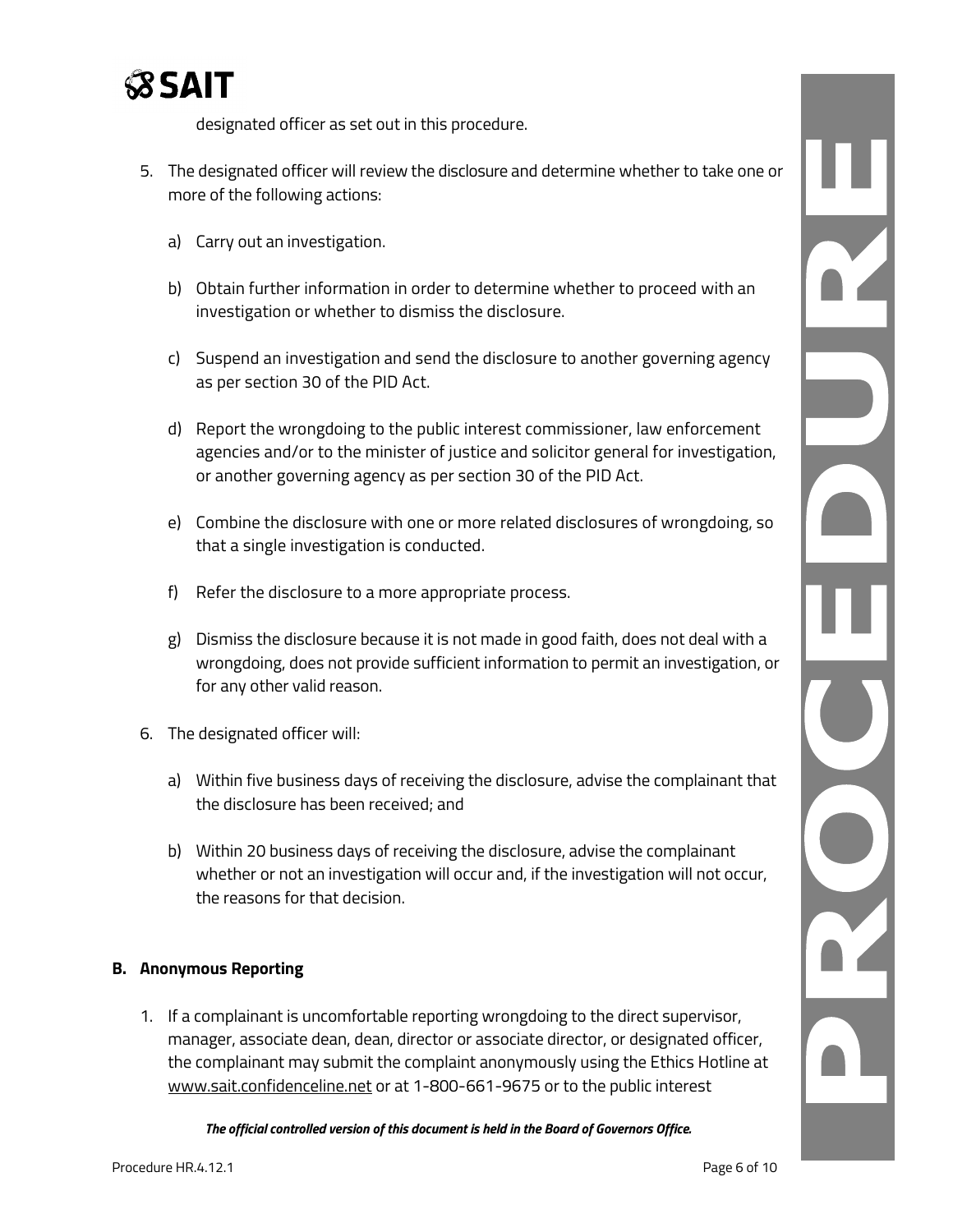designated officer as set out in this procedure.

5. The designated officer will review the disclosure and determine whether to take one or more of the following actions:

   a) Carry out an investigation.

   b) Obtain further information in order to determine whether to proceed with an investigation or whether to dismiss the disclosure.

   c) Suspend an investigation and send the disclosure to another governing agency as per section 30 of the PID Act.

   d) Report the wrongdoing to the public interest commissioner, law enforcement agencies and/or to the minister of justice and solicitor general for investigation, or another governing agency as per section 30 of the PID Act.

   e) Combine the disclosure with one or more related disclosures of wrongdoing, so that a single investigation is conducted.

   f) Refer the disclosure to a more appropriate process.

   g) Dismiss the disclosure because it is not made in good faith, does not deal with a wrongdoing, does not provide sufficient information to permit an investigation, or for any other valid reason.

6. The designated officer will:

   a) Within five business days of receiving the disclosure, advise the complainant that the disclosure has been received; and

   b) Within 20 business days of receiving the disclosure, advise the complainant whether or not an investigation will occur and, if the investigation will not occur, the reasons for that decision.

**B. Anonymous Reporting**

1. If a complainant is uncomfortable reporting wrongdoing to the direct supervisor, manager, associate dean, dean, director or associate director, or designated officer, the complainant may submit the complaint anonymously using the Ethics Hotline at www.sait.confidenceline.net or at 1-800-661-9675 or to the public interest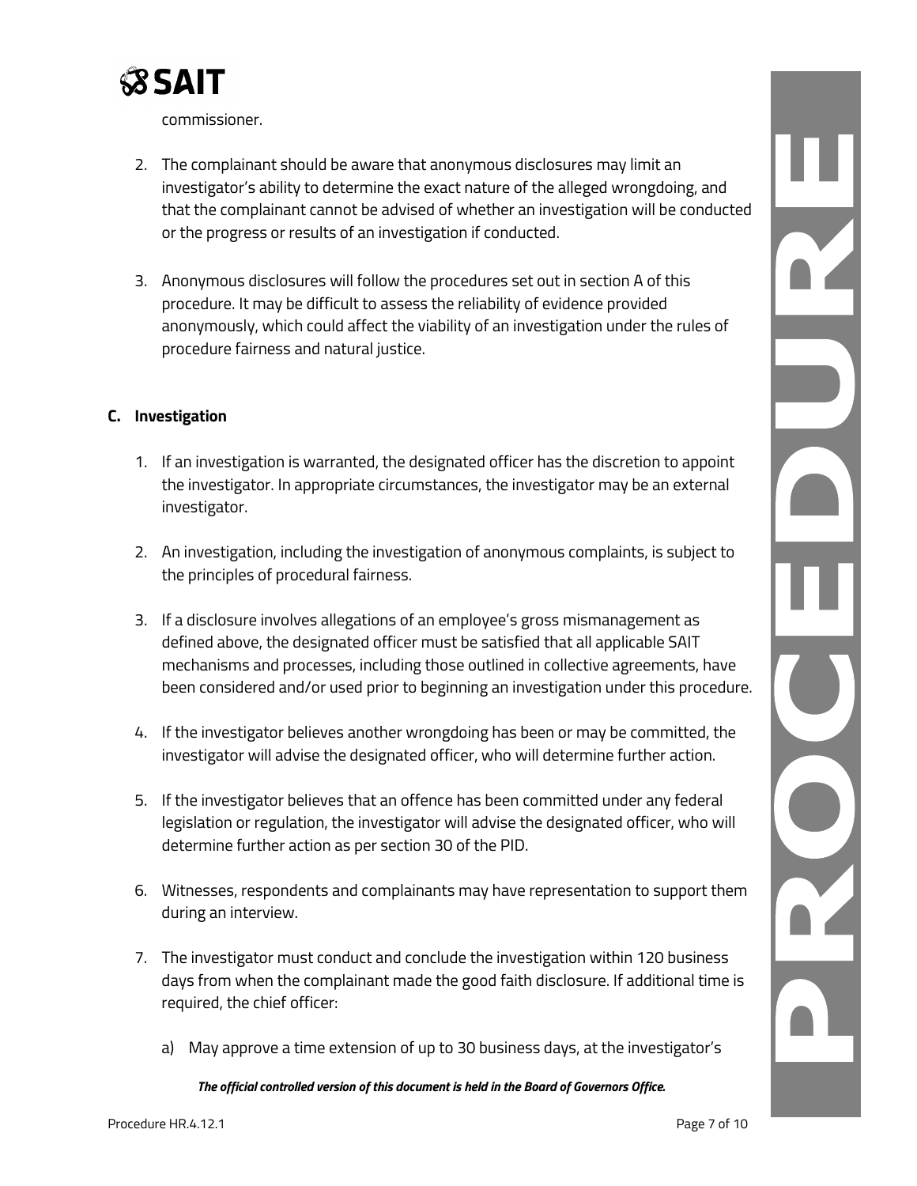commissioner.

2. The complainant should be aware that anonymous disclosures may limit an investigator's ability to determine the exact nature of the alleged wrongdoing, and that the complainant cannot be advised of whether an investigation will be conducted or the progress or results of an investigation if conducted.

3. Anonymous disclosures will follow the procedures set out in section A of this procedure. It may be difficult to assess the reliability of evidence provided anonymously, which could affect the viability of an investigation under the rules of procedure fairness and natural justice.

## C. Investigation

1. If an investigation is warranted, the designated officer has the discretion to appoint the investigator. In appropriate circumstances, the investigator may be an external investigator.

2. An investigation, including the investigation of anonymous complaints, is subject to the principles of procedural fairness.

3. If a disclosure involves allegations of an employee's gross mismanagement as defined above, the designated officer must be satisfied that all applicable SAIT mechanisms and processes, including those outlined in collective agreements, have been considered and/or used prior to beginning an investigation under this procedure.

4. If the investigator believes another wrongdoing has been or may be committed, the investigator will advise the designated officer, who will determine further action.

5. If the investigator believes that an offence has been committed under any federal legislation or regulation, the investigator will advise the designated officer, who will determine further action as per section 30 of the PID.

6. Witnesses, respondents and complainants may have representation to support them during an interview.

7. The investigator must conduct and conclude the investigation within 120 business days from when the complainant made the good faith disclosure. If additional time is required, the chief officer:

   a) May approve a time extension of up to 30 business days, at the investigator's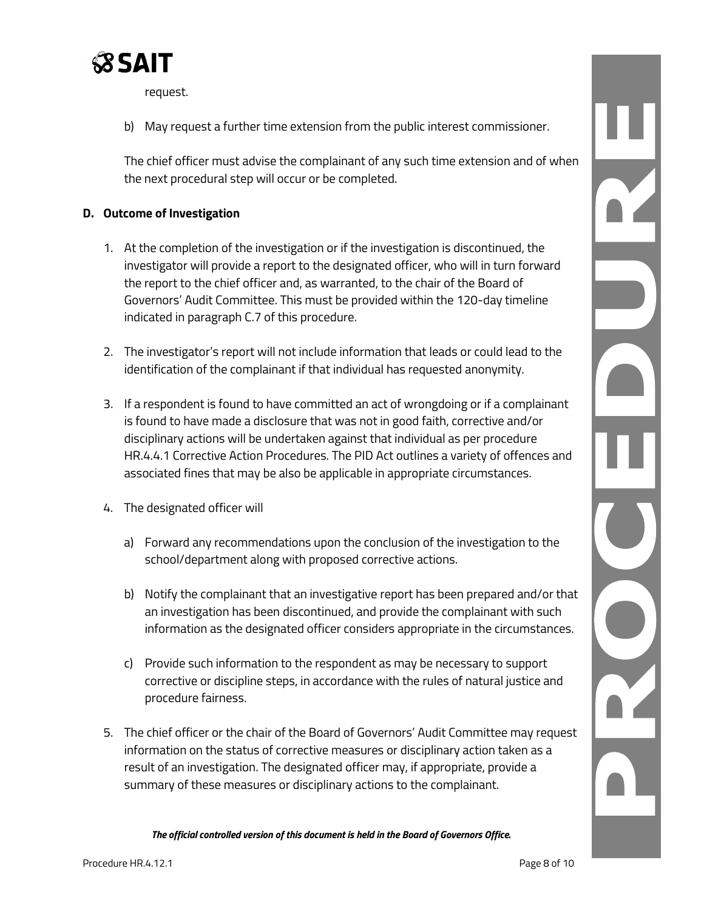request.

b) May request a further time extension from the public interest commissioner.

The chief officer must advise the complainant of any such time extension and of when the next procedural step will occur or be completed.

## D. Outcome of Investigation

1. At the completion of the investigation or if the investigation is discontinued, the investigator will provide a report to the designated officer, who will in turn forward the report to the chief officer and, as warranted, to the chair of the Board of Governors' Audit Committee. This must be provided within the 120-day timeline indicated in paragraph C.7 of this procedure.

2. The investigator's report will not include information that leads or could lead to the identification of the complainant if that individual has requested anonymity.

3. If a respondent is found to have committed an act of wrongdoing or if a complainant is found to have made a disclosure that was not in good faith, corrective and/or disciplinary actions will be undertaken against that individual as per procedure HR.4.4.1 Corrective Action Procedures. The PID Act outlines a variety of offences and associated fines that may be also be applicable in appropriate circumstances.

4. The designated officer will

   a) Forward any recommendations upon the conclusion of the investigation to the school/department along with proposed corrective actions.

   b) Notify the complainant that an investigative report has been prepared and/or that an investigation has been discontinued, and provide the complainant with such information as the designated officer considers appropriate in the circumstances.

   c) Provide such information to the respondent as may be necessary to support corrective or discipline steps, in accordance with the rules of natural justice and procedure fairness.

5. The chief officer or the chair of the Board of Governors' Audit Committee may request information on the status of corrective measures or disciplinary action taken as a result of an investigation. The designated officer may, if appropriate, provide a summary of these measures or disciplinary actions to the complainant.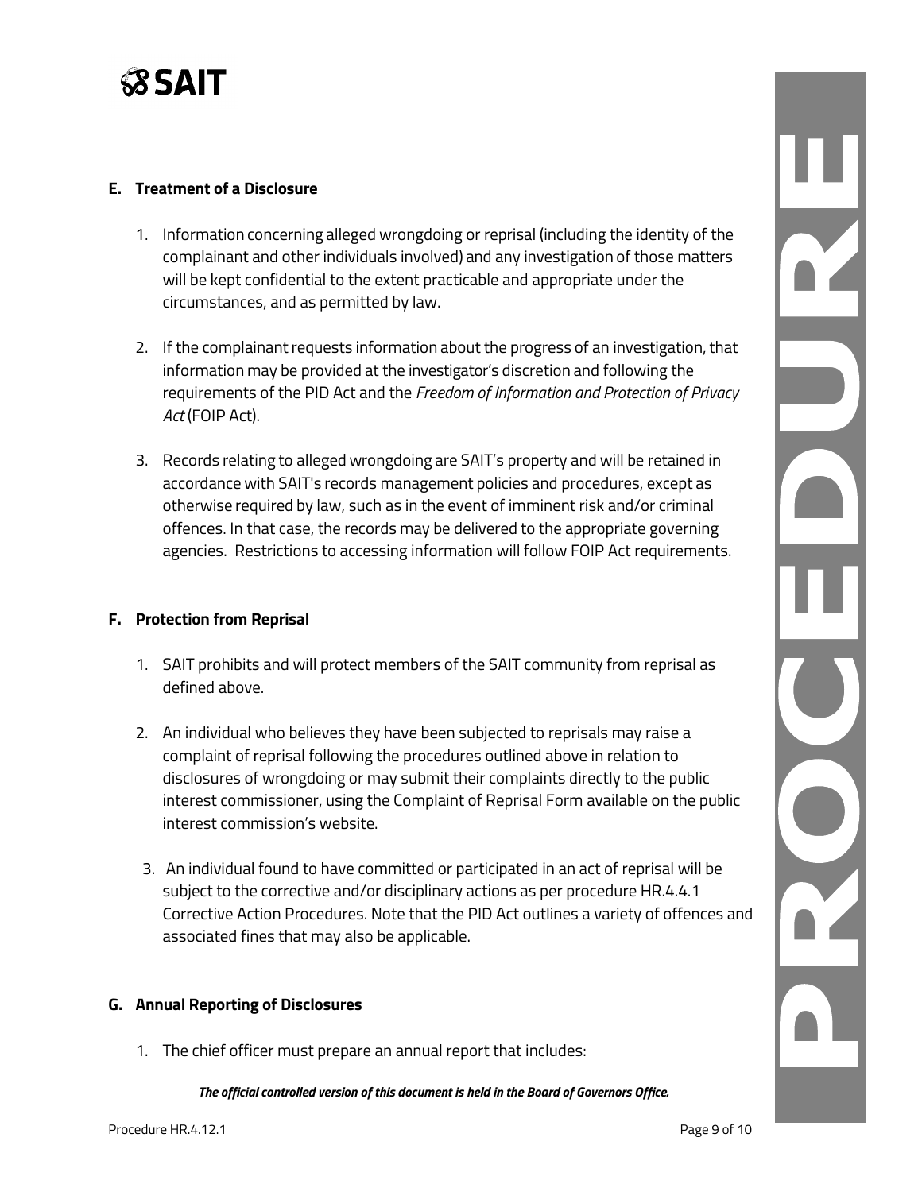## E. Treatment of a Disclosure

1. Information concerning alleged wrongdoing or reprisal (including the identity of the complainant and other individuals involved) and any investigation of those matters will be kept confidential to the extent practicable and appropriate under the circumstances, and as permitted by law.

2. If the complainant requests information about the progress of an investigation, that information may be provided at the investigator's discretion and following the requirements of the PID Act and the *Freedom of Information and Protection of Privacy Act* (FOIP Act).

3. Records relating to alleged wrongdoing are SAIT's property and will be retained in accordance with SAIT's records management policies and procedures, except as otherwise required by law, such as in the event of imminent risk and/or criminal offences. In that case, the records may be delivered to the appropriate governing agencies. Restrictions to accessing information will follow FOIP Act requirements.

## F. Protection from Reprisal

1. SAIT prohibits and will protect members of the SAIT community from reprisal as defined above.

2. An individual who believes they have been subjected to reprisals may raise a complaint of reprisal following the procedures outlined above in relation to disclosures of wrongdoing or may submit their complaints directly to the public interest commissioner, using the Complaint of Reprisal Form available on the public interest commission's website.

3. An individual found to have committed or participated in an act of reprisal will be subject to the corrective and/or disciplinary actions as per procedure HR.4.4.1 Corrective Action Procedures. Note that the PID Act outlines a variety of offences and associated fines that may also be applicable.

## G. Annual Reporting of Disclosures

1. The chief officer must prepare an annual report that includes: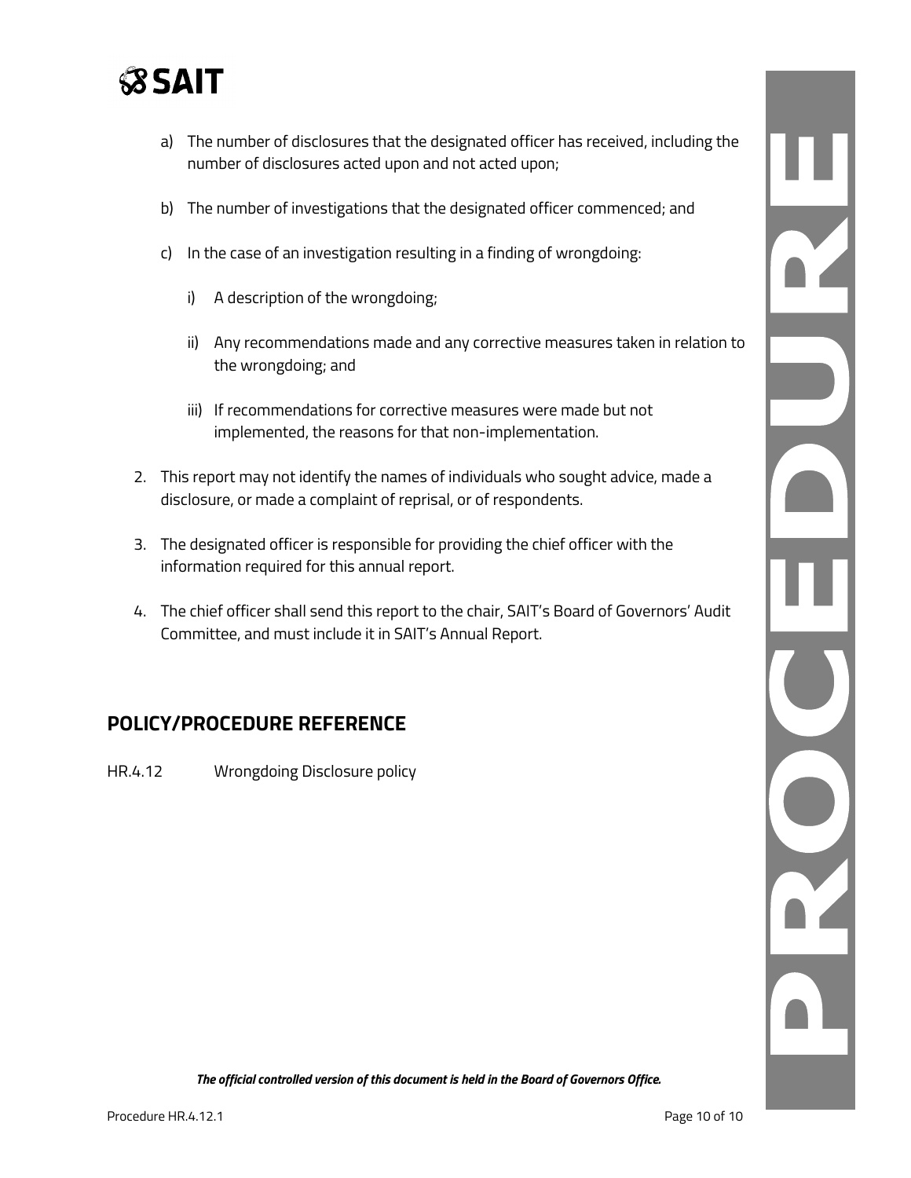a) The number of disclosures that the designated officer has received, including the number of disclosures acted upon and not acted upon;

b) The number of investigations that the designated officer commenced; and

c) In the case of an investigation resulting in a finding of wrongdoing:

   i) A description of the wrongdoing;

   ii) Any recommendations made and any corrective measures taken in relation to the wrongdoing; and

   iii) If recommendations for corrective measures were made but not implemented, the reasons for that non-implementation.

2. This report may not identify the names of individuals who sought advice, made a disclosure, or made a complaint of reprisal, or of respondents.

3. The designated officer is responsible for providing the chief officer with the information required for this annual report.

4. The chief officer shall send this report to the chair, SAIT's Board of Governors' Audit Committee, and must include it in SAIT's Annual Report.

## POLICY/PROCEDURE REFERENCE

HR.4.12 Wrongdoing Disclosure policy

***The official controlled version of this document is held in the Board of Governors Office.***